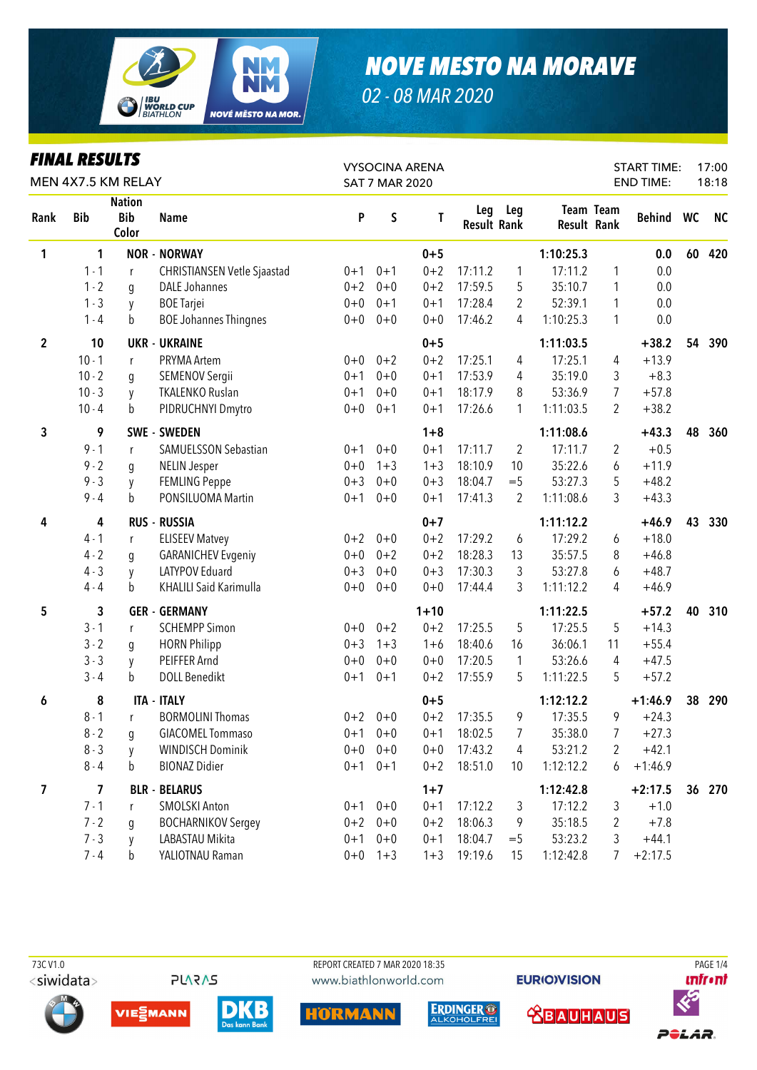# NOVE MESTO NA MORAVE

02 - 08 MAR 2020

## FINAL RESULTS

MEN 4X7.5 KM RELAY

VYSOCINA ARENA
SAT 7 MAR 2020

START TIME: 17:00
END TIME: 18:18

| Rank | Bib | Nation Bib Color | Name | P | S | T | Leg Result | Leg Rank | Team Result | Team Rank | Behind | WC | NC |
|---|---|---|---|---|---|---|---|---|---|---|---|---|---|
| 1 | 1 | | NOR - NORWAY | | | 0+5 | | | 1:10:25.3 | | 0.0 | 60 | 420 |
| | 1 - 1 | r | CHRISTIANSEN Vetle Sjaastad | 0+1 | 0+1 | 0+2 | 17:11.2 | 1 | 17:11.2 | 1 | 0.0 | | |
| | 1 - 2 | g | DALE Johannes | 0+2 | 0+0 | 0+2 | 17:59.5 | 5 | 35:10.7 | 1 | 0.0 | | |
| | 1 - 3 | y | BOE Tarjei | 0+0 | 0+1 | 0+1 | 17:28.4 | 2 | 52:39.1 | 1 | 0.0 | | |
| | 1 - 4 | b | BOE Johannes Thingnes | 0+0 | 0+0 | 0+0 | 17:46.2 | 4 | 1:10:25.3 | 1 | 0.0 | | |
| 2 | 10 | | UKR - UKRAINE | | | 0+5 | | | 1:11:03.5 | | +38.2 | 54 | 390 |
| | 10 - 1 | r | PRYMA Artem | 0+0 | 0+2 | 0+2 | 17:25.1 | 4 | 17:25.1 | 4 | +13.9 | | |
| | 10 - 2 | g | SEMENOV Sergii | 0+1 | 0+0 | 0+1 | 17:53.9 | 4 | 35:19.0 | 3 | +8.3 | | |
| | 10 - 3 | y | TKALENKO Ruslan | 0+1 | 0+0 | 0+1 | 18:17.9 | 8 | 53:36.9 | 7 | +57.8 | | |
| | 10 - 4 | b | PIDRUCHNYI Dmytro | 0+0 | 0+1 | 0+1 | 17:26.6 | 1 | 1:11:03.5 | 2 | +38.2 | | |
| 3 | 9 | | SWE - SWEDEN | | | 1+8 | | | 1:11:08.6 | | +43.3 | 48 | 360 |
| | 9 - 1 | r | SAMUELSSON Sebastian | 0+1 | 0+0 | 0+1 | 17:11.7 | 2 | 17:11.7 | 2 | +0.5 | | |
| | 9 - 2 | g | NELIN Jesper | 0+0 | 1+3 | 1+3 | 18:10.9 | 10 | 35:22.6 | 6 | +11.9 | | |
| | 9 - 3 | y | FEMLING Peppe | 0+3 | 0+0 | 0+3 | 18:04.7 | =5 | 53:27.3 | 5 | +48.2 | | |
| | 9 - 4 | b | PONSILUOMA Martin | 0+1 | 0+0 | 0+1 | 17:41.3 | 2 | 1:11:08.6 | 3 | +43.3 | | |
| 4 | 4 | | RUS - RUSSIA | | | 0+7 | | | 1:11:12.2 | | +46.9 | 43 | 330 |
| | 4 - 1 | r | ELISEEV Matvey | 0+2 | 0+0 | 0+2 | 17:29.2 | 6 | 17:29.2 | 6 | +18.0 | | |
| | 4 - 2 | g | GARANICHEV Evgeniy | 0+0 | 0+2 | 0+2 | 18:28.3 | 13 | 35:57.5 | 8 | +46.8 | | |
| | 4 - 3 | y | LATYPOV Eduard | 0+3 | 0+0 | 0+3 | 17:30.3 | 3 | 53:27.8 | 6 | +48.7 | | |
| | 4 - 4 | b | KHALILI Said Karimulla | 0+0 | 0+0 | 0+0 | 17:44.4 | 3 | 1:11:12.2 | 4 | +46.9 | | |
| 5 | 3 | | GER - GERMANY | | | 1+10 | | | 1:11:22.5 | | +57.2 | 40 | 310 |
| | 3 - 1 | r | SCHEMPP Simon | 0+0 | 0+2 | 0+2 | 17:25.5 | 5 | 17:25.5 | 5 | +14.3 | | |
| | 3 - 2 | g | HORN Philipp | 0+3 | 1+3 | 1+6 | 18:40.6 | 16 | 36:06.1 | 11 | +55.4 | | |
| | 3 - 3 | y | PEIFFER Arnd | 0+0 | 0+0 | 0+0 | 17:20.5 | 1 | 53:26.6 | 4 | +47.5 | | |
| | 3 - 4 | b | DOLL Benedikt | 0+1 | 0+1 | 0+2 | 17:55.9 | 5 | 1:11:22.5 | 5 | +57.2 | | |
| 6 | 8 | | ITA - ITALY | | | 0+5 | | | 1:12:12.2 | | +1:46.9 | 38 | 290 |
| | 8 - 1 | r | BORMOLINI Thomas | 0+2 | 0+0 | 0+2 | 17:35.5 | 9 | 17:35.5 | 9 | +24.3 | | |
| | 8 - 2 | g | GIACOMEL Tommaso | 0+1 | 0+0 | 0+1 | 18:02.5 | 7 | 35:38.0 | 7 | +27.3 | | |
| | 8 - 3 | y | WINDISCH Dominik | 0+0 | 0+0 | 0+0 | 17:43.2 | 4 | 53:21.2 | 2 | +42.1 | | |
| | 8 - 4 | b | BIONAZ Didier | 0+1 | 0+1 | 0+2 | 18:51.0 | 10 | 1:12:12.2 | 6 | +1:46.9 | | |
| 7 | 7 | | BLR - BELARUS | | | 1+7 | | | 1:12:42.8 | | +2:17.5 | 36 | 270 |
| | 7 - 1 | r | SMOLSKI Anton | 0+1 | 0+0 | 0+1 | 17:12.2 | 3 | 17:12.2 | 3 | +1.0 | | |
| | 7 - 2 | g | BOCHARNIKOV Sergey | 0+2 | 0+0 | 0+2 | 18:06.3 | 9 | 35:18.5 | 2 | +7.8 | | |
| | 7 - 3 | y | LABASTAU Mikita | 0+1 | 0+0 | 0+1 | 18:04.7 | =5 | 53:23.2 | 3 | +44.1 | | |
| | 7 - 4 | b | YALIOTNAU Raman | 0+0 | 1+3 | 1+3 | 19:19.6 | 15 | 1:12:42.8 | 7 | +2:17.5 | | |

73C V1.0 REPORT CREATED 7 MAR 2020 18:35 www.biathlonworld.com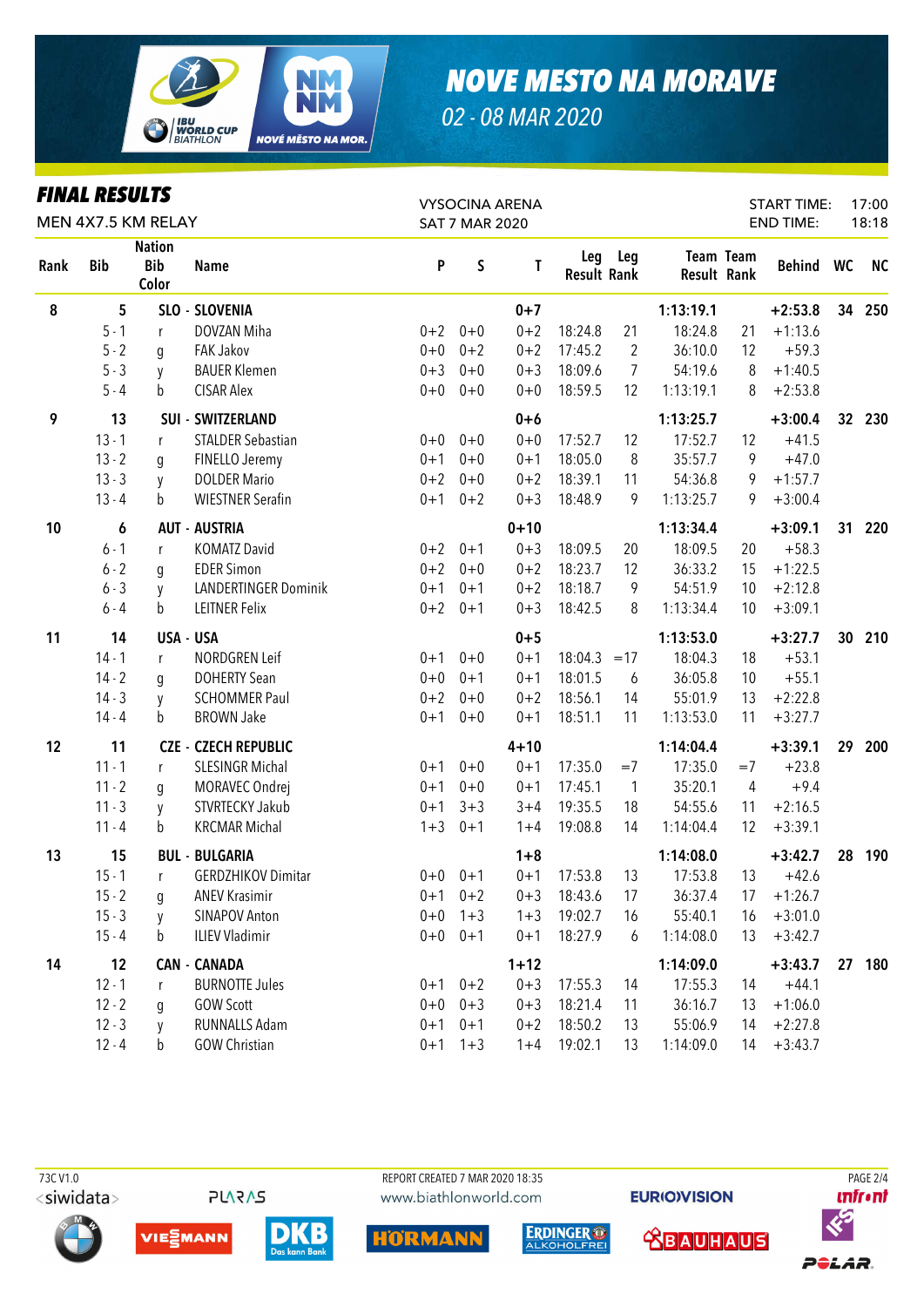# NOVE MESTO NA MORAVE

02 - 08 MAR 2020

## FINAL RESULTS

MEN 4X7.5 KM RELAY

VYSOCINA ARENA
SAT 7 MAR 2020

START TIME: 17:00
END TIME: 18:18

| Rank | Bib | Nation Bib Color | Name | P | S | T | Leg Result | Leg Rank | Team Result | Team Rank | Behind | WC | NC |
|---|---|---|---|---|---|---|---|---|---|---|---|---|---|
| 8 | 5 | SLO - SLOVENIA | | | | 0+7 | | | 1:13:19.1 | | +2:53.8 | 34 | 250 |
| | 5 - 1 | r | DOVZAN Miha | 0+2 | 0+0 | 0+2 | 18:24.8 | 21 | 18:24.8 | 21 | +1:13.6 | | |
| | 5 - 2 | g | FAK Jakov | 0+0 | 0+2 | 0+2 | 17:45.2 | 2 | 36:10.0 | 12 | +59.3 | | |
| | 5 - 3 | y | BAUER Klemen | 0+3 | 0+0 | 0+3 | 18:09.6 | 7 | 54:19.6 | 8 | +1:40.5 | | |
| | 5 - 4 | b | CISAR Alex | 0+0 | 0+0 | 0+0 | 18:59.5 | 12 | 1:13:19.1 | 8 | +2:53.8 | | |
| 9 | 13 | SUI - SWITZERLAND | | | | 0+6 | | | 1:13:25.7 | | +3:00.4 | 32 | 230 |
| | 13 - 1 | r | STALDER Sebastian | 0+0 | 0+0 | 0+0 | 17:52.7 | 12 | 17:52.7 | 12 | +41.5 | | |
| | 13 - 2 | g | FINELLO Jeremy | 0+1 | 0+0 | 0+1 | 18:05.0 | 8 | 35:57.7 | 9 | +47.0 | | |
| | 13 - 3 | y | DOLDER Mario | 0+2 | 0+0 | 0+2 | 18:39.1 | 11 | 54:36.8 | 9 | +1:57.7 | | |
| | 13 - 4 | b | WIESTNER Serafin | 0+1 | 0+2 | 0+3 | 18:48.9 | 9 | 1:13:25.7 | 9 | +3:00.4 | | |
| 10 | 6 | AUT - AUSTRIA | | | | 0+10 | | | 1:13:34.4 | | +3:09.1 | 31 | 220 |
| | 6 - 1 | r | KOMATZ David | 0+2 | 0+1 | 0+3 | 18:09.5 | 20 | 18:09.5 | 20 | +58.3 | | |
| | 6 - 2 | g | EDER Simon | 0+2 | 0+0 | 0+2 | 18:23.7 | 12 | 36:33.2 | 15 | +1:22.5 | | |
| | 6 - 3 | y | LANDERTINGER Dominik | 0+1 | 0+1 | 0+2 | 18:18.7 | 9 | 54:51.9 | 10 | +2:12.8 | | |
| | 6 - 4 | b | LEITNER Felix | 0+2 | 0+1 | 0+3 | 18:42.5 | 8 | 1:13:34.4 | 10 | +3:09.1 | | |
| 11 | 14 | USA - USA | | | | 0+5 | | | 1:13:53.0 | | +3:27.7 | 30 | 210 |
| | 14 - 1 | r | NORDGREN Leif | 0+1 | 0+0 | 0+1 | 18:04.3 | =17 | 18:04.3 | 18 | +53.1 | | |
| | 14 - 2 | g | DOHERTY Sean | 0+0 | 0+1 | 0+1 | 18:01.5 | 6 | 36:05.8 | 10 | +55.1 | | |
| | 14 - 3 | y | SCHOMMER Paul | 0+2 | 0+0 | 0+2 | 18:56.1 | 14 | 55:01.9 | 13 | +2:22.8 | | |
| | 14 - 4 | b | BROWN Jake | 0+1 | 0+0 | 0+1 | 18:51.1 | 11 | 1:13:53.0 | 11 | +3:27.7 | | |
| 12 | 11 | CZE - CZECH REPUBLIC | | | | 4+10 | | | 1:14:04.4 | | +3:39.1 | 29 | 200 |
| | 11 - 1 | r | SLESINGR Michal | 0+1 | 0+0 | 0+1 | 17:35.0 | =7 | 17:35.0 | =7 | +23.8 | | |
| | 11 - 2 | g | MORAVEC Ondrej | 0+1 | 0+0 | 0+1 | 17:45.1 | 1 | 35:20.1 | 4 | +9.4 | | |
| | 11 - 3 | y | STVRTECKY Jakub | 0+1 | 3+3 | 3+4 | 19:35.5 | 18 | 54:55.6 | 11 | +2:16.5 | | |
| | 11 - 4 | b | KRCMAR Michal | 1+3 | 0+1 | 1+4 | 19:08.8 | 14 | 1:14:04.4 | 12 | +3:39.1 | | |
| 13 | 15 | BUL - BULGARIA | | | | 1+8 | | | 1:14:08.0 | | +3:42.7 | 28 | 190 |
| | 15 - 1 | r | GERDZHIKOV Dimitar | 0+0 | 0+1 | 0+1 | 17:53.8 | 13 | 17:53.8 | 13 | +42.6 | | |
| | 15 - 2 | g | ANEV Krasimir | 0+1 | 0+2 | 0+3 | 18:43.6 | 17 | 36:37.4 | 17 | +1:26.7 | | |
| | 15 - 3 | y | SINAPOV Anton | 0+0 | 1+3 | 1+3 | 19:02.7 | 16 | 55:40.1 | 16 | +3:01.0 | | |
| | 15 - 4 | b | ILIEV Vladimir | 0+0 | 0+1 | 0+1 | 18:27.9 | 6 | 1:14:08.0 | 13 | +3:42.7 | | |
| 14 | 12 | CAN - CANADA | | | | 1+12 | | | 1:14:09.0 | | +3:43.7 | 27 | 180 |
| | 12 - 1 | r | BURNOTTE Jules | 0+1 | 0+2 | 0+3 | 17:55.3 | 14 | 17:55.3 | 14 | +44.1 | | |
| | 12 - 2 | g | GOW Scott | 0+0 | 0+3 | 0+3 | 18:21.4 | 11 | 36:16.7 | 13 | +1:06.0 | | |
| | 12 - 3 | y | RUNNALLS Adam | 0+1 | 0+1 | 0+2 | 18:50.2 | 13 | 55:06.9 | 14 | +2:27.8 | | |
| | 12 - 4 | b | GOW Christian | 0+1 | 1+3 | 1+4 | 19:02.1 | 13 | 1:14:09.0 | 14 | +3:43.7 | | |

73C V1.0 | REPORT CREATED 7 MAR 2020 18:35 | www.biathlonworld.com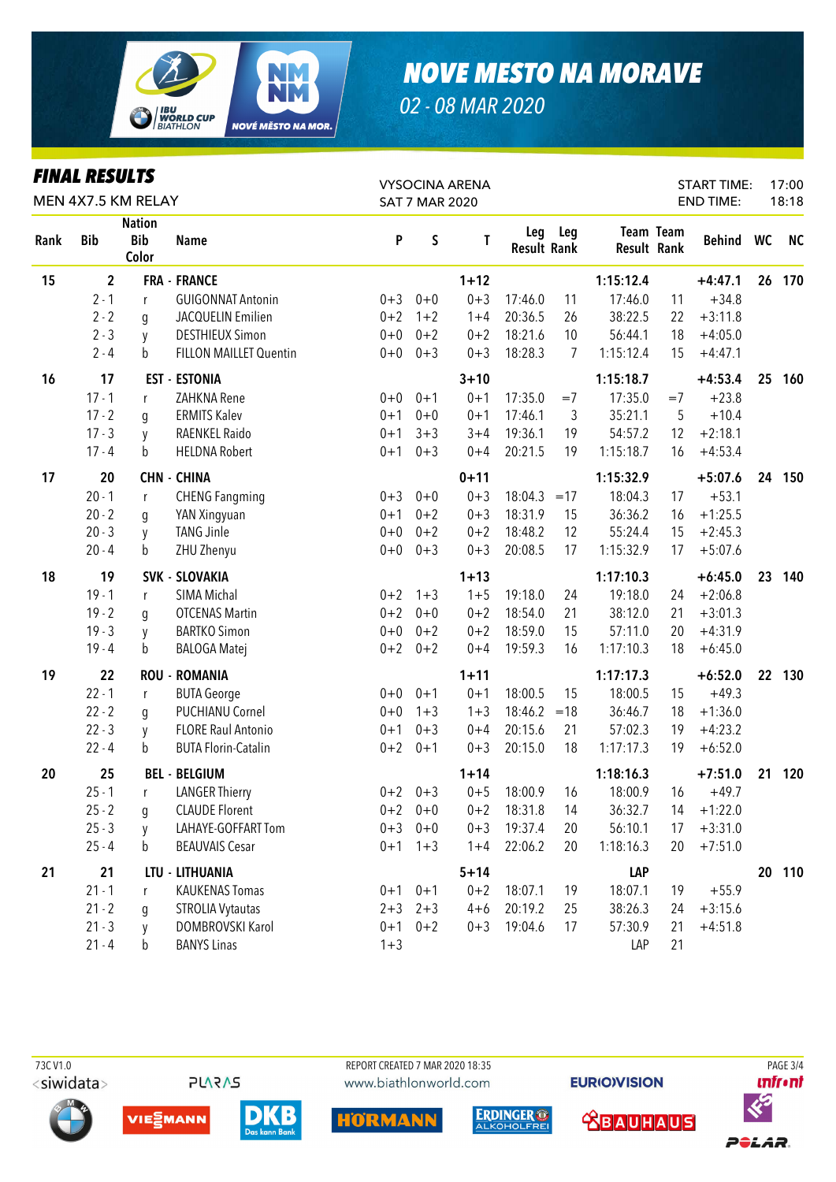# NOVE MESTO NA MORAVE

02 - 08 MAR 2020

## FINAL RESULTS

MEN 4X7.5 KM RELAY

VYSOCINA ARENA
SAT 7 MAR 2020

START TIME: 17:00
END TIME: 18:18

| Rank | Bib | Nation Bib Color | Name | P | S | T | Leg Result | Leg Rank | Team Result | Team Rank | Behind | WC | NC |
|---|---|---|---|---|---|---|---|---|---|---|---|---|---|
| 15 | 2 | FRA - FRANCE | | | | 1+12 | | | 1:15:12.4 | | +4:47.1 | 26 | 170 |
| | 2 - 1 | r | GUIGONNAT Antonin | 0+3 | 0+0 | 0+3 | 17:46.0 | 11 | 17:46.0 | 11 | +34.8 | | |
| | 2 - 2 | g | JACQUELIN Emilien | 0+2 | 1+2 | 1+4 | 20:36.5 | 26 | 38:22.5 | 22 | +3:11.8 | | |
| | 2 - 3 | y | DESTHIEUX Simon | 0+0 | 0+2 | 0+2 | 18:21.6 | 10 | 56:44.1 | 18 | +4:05.0 | | |
| | 2 - 4 | b | FILLON MAILLET Quentin | 0+0 | 0+3 | 0+3 | 18:28.3 | 7 | 1:15:12.4 | 15 | +4:47.1 | | |
| 16 | 17 | EST - ESTONIA | | | | 3+10 | | | 1:15:18.7 | | +4:53.4 | 25 | 160 |
| | 17 - 1 | r | ZAHKNA Rene | 0+0 | 0+1 | 0+1 | 17:35.0 | =7 | 17:35.0 | =7 | +23.8 | | |
| | 17 - 2 | g | ERMITS Kalev | 0+1 | 0+0 | 0+1 | 17:46.1 | 3 | 35:21.1 | 5 | +10.4 | | |
| | 17 - 3 | y | RAENKEL Raido | 0+1 | 3+3 | 3+4 | 19:36.1 | 19 | 54:57.2 | 12 | +2:18.1 | | |
| | 17 - 4 | b | HELDNA Robert | 0+1 | 0+3 | 0+4 | 20:21.5 | 19 | 1:15:18.7 | 16 | +4:53.4 | | |
| 17 | 20 | CHN - CHINA | | | | 0+11 | | | 1:15:32.9 | | +5:07.6 | 24 | 150 |
| | 20 - 1 | r | CHENG Fangming | 0+3 | 0+0 | 0+3 | 18:04.3 | =17 | 18:04.3 | 17 | +53.1 | | |
| | 20 - 2 | g | YAN Xingyuan | 0+1 | 0+2 | 0+3 | 18:31.9 | 15 | 36:36.2 | 16 | +1:25.5 | | |
| | 20 - 3 | y | TANG Jinle | 0+0 | 0+2 | 0+2 | 18:48.2 | 12 | 55:24.4 | 15 | +2:45.3 | | |
| | 20 - 4 | b | ZHU Zhenyu | 0+0 | 0+3 | 0+3 | 20:08.5 | 17 | 1:15:32.9 | 17 | +5:07.6 | | |
| 18 | 19 | SVK - SLOVAKIA | | | | 1+13 | | | 1:17:10.3 | | +6:45.0 | 23 | 140 |
| | 19 - 1 | r | SIMA Michal | 0+2 | 1+3 | 1+5 | 19:18.0 | 24 | 19:18.0 | 24 | +2:06.8 | | |
| | 19 - 2 | g | OTCENAS Martin | 0+2 | 0+0 | 0+2 | 18:54.0 | 21 | 38:12.0 | 21 | +3:01.3 | | |
| | 19 - 3 | y | BARTKO Simon | 0+0 | 0+2 | 0+2 | 18:59.0 | 15 | 57:11.0 | 20 | +4:31.9 | | |
| | 19 - 4 | b | BALOGA Matej | 0+2 | 0+2 | 0+4 | 19:59.3 | 16 | 1:17:10.3 | 18 | +6:45.0 | | |
| 19 | 22 | ROU - ROMANIA | | | | 1+11 | | | 1:17:17.3 | | +6:52.0 | 22 | 130 |
| | 22 - 1 | r | BUTA George | 0+0 | 0+1 | 0+1 | 18:00.5 | 15 | 18:00.5 | 15 | +49.3 | | |
| | 22 - 2 | g | PUCHIANU Cornel | 0+0 | 1+3 | 1+3 | 18:46.2 | =18 | 36:46.7 | 18 | +1:36.0 | | |
| | 22 - 3 | y | FLORE Raul Antonio | 0+1 | 0+3 | 0+4 | 20:15.6 | 21 | 57:02.3 | 19 | +4:23.2 | | |
| | 22 - 4 | b | BUTA Florin-Catalin | 0+2 | 0+1 | 0+3 | 20:15.0 | 18 | 1:17:17.3 | 19 | +6:52.0 | | |
| 20 | 25 | BEL - BELGIUM | | | | 1+14 | | | 1:18:16.3 | | +7:51.0 | 21 | 120 |
| | 25 - 1 | r | LANGER Thierry | 0+2 | 0+3 | 0+5 | 18:00.9 | 16 | 18:00.9 | 16 | +49.7 | | |
| | 25 - 2 | g | CLAUDE Florent | 0+2 | 0+0 | 0+2 | 18:31.8 | 14 | 36:32.7 | 14 | +1:22.0 | | |
| | 25 - 3 | y | LAHAYE-GOFFART Tom | 0+3 | 0+0 | 0+3 | 19:37.4 | 20 | 56:10.1 | 17 | +3:31.0 | | |
| | 25 - 4 | b | BEAUVAIS Cesar | 0+1 | 1+3 | 1+4 | 22:06.2 | 20 | 1:18:16.3 | 20 | +7:51.0 | | |
| 21 | 21 | LTU - LITHUANIA | | | | 5+14 | | | LAP | | | 20 | 110 |
| | 21 - 1 | r | KAUKENAS Tomas | 0+1 | 0+1 | 0+2 | 18:07.1 | 19 | 18:07.1 | 19 | +55.9 | | |
| | 21 - 2 | g | STROLIA Vytautas | 2+3 | 2+3 | 4+6 | 20:19.2 | 25 | 38:26.3 | 24 | +3:15.6 | | |
| | 21 - 3 | y | DOMBROVSKI Karol | 0+1 | 0+2 | 0+3 | 19:04.6 | 17 | 57:30.9 | 21 | +4:51.8 | | |
| | 21 - 4 | b | BANYS Linas | 1+3 | | | | | LAP | 21 | | | |

73C V1.0 — REPORT CREATED 7 MAR 2020 18:35 — www.biathlonworld.com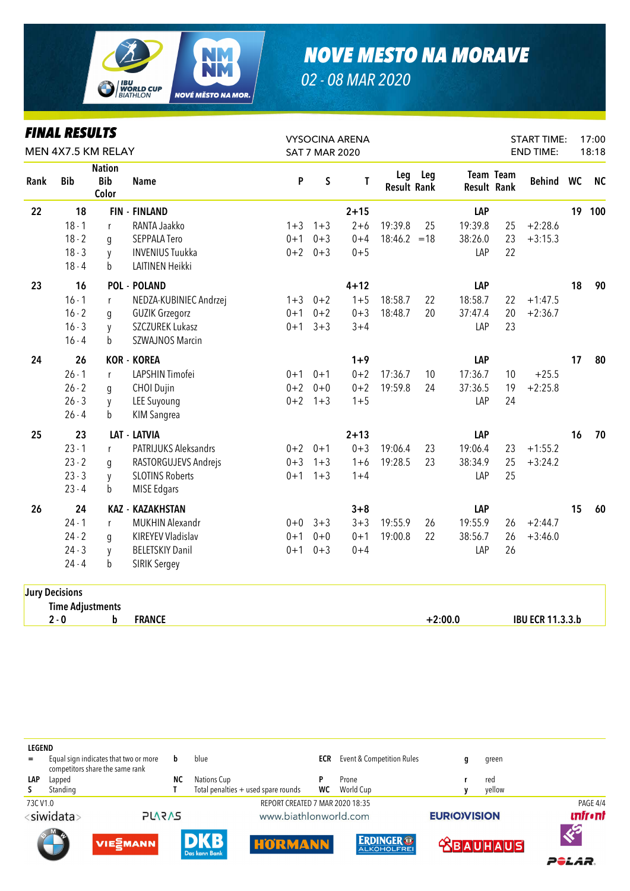# NOVE MESTO NA MORAVE

02 - 08 MAR 2020

## FINAL RESULTS

MEN 4X7.5 KM RELAY

VYSOCINA ARENA
SAT 7 MAR 2020

START TIME: 17:00
END TIME: 18:18

| Rank | Bib | Nation Bib Color | Name | P | S | T | Leg Result | Leg Rank | Team Result | Team Rank | Behind | WC | NC |
|---|---|---|---|---|---|---|---|---|---|---|---|---|---|
| 22 | 18 | FIN - | FINLAND | | | 2+15 | | | LAP | | | 19 | 100 |
| | 18 - 1 | r | RANTA Jaakko | 1+3 | 1+3 | 2+6 | 19:39.8 | 25 | 19:39.8 | 25 | +2:28.6 | | |
| | 18 - 2 | g | SEPPALA Tero | 0+1 | 0+3 | 0+4 | 18:46.2 | =18 | 38:26.0 | 23 | +3:15.3 | | |
| | 18 - 3 | y | INVENIUS Tuukka | 0+2 | 0+3 | 0+5 | | | LAP | 22 | | | |
| | 18 - 4 | b | LAITINEN Heikki | | | | | | | | | | |
| 23 | 16 | POL - | POLAND | | | 4+12 | | | LAP | | | 18 | 90 |
| | 16 - 1 | r | NEDZA-KUBINIEC Andrzej | 1+3 | 0+2 | 1+5 | 18:58.7 | 22 | 18:58.7 | 22 | +1:47.5 | | |
| | 16 - 2 | g | GUZIK Grzegorz | 0+1 | 0+2 | 0+3 | 18:48.7 | 20 | 37:47.4 | 20 | +2:36.7 | | |
| | 16 - 3 | y | SZCZUREK Lukasz | 0+1 | 3+3 | 3+4 | | | LAP | 23 | | | |
| | 16 - 4 | b | SZWAJNOS Marcin | | | | | | | | | | |
| 24 | 26 | KOR - | KOREA | | | 1+9 | | | LAP | | | 17 | 80 |
| | 26 - 1 | r | LAPSHIN Timofei | 0+1 | 0+1 | 0+2 | 17:36.7 | 10 | 17:36.7 | 10 | +25.5 | | |
| | 26 - 2 | g | CHOI Dujin | 0+2 | 0+0 | 0+2 | 19:59.8 | 24 | 37:36.5 | 19 | +2:25.8 | | |
| | 26 - 3 | y | LEE Suyoung | 0+2 | 1+3 | 1+5 | | | LAP | 24 | | | |
| | 26 - 4 | b | KIM Sangrea | | | | | | | | | | |
| 25 | 23 | LAT - | LATVIA | | | 2+13 | | | LAP | | | 16 | 70 |
| | 23 - 1 | r | PATRIJUKS Aleksandrs | 0+2 | 0+1 | 0+3 | 19:06.4 | 23 | 19:06.4 | 23 | +1:55.2 | | |
| | 23 - 2 | g | RASTORGUJEVS Andrejs | 0+3 | 1+3 | 1+6 | 19:28.5 | 23 | 38:34.9 | 25 | +3:24.2 | | |
| | 23 - 3 | y | SLOTINS Roberts | 0+1 | 1+3 | 1+4 | | | LAP | 25 | | | |
| | 23 - 4 | b | MISE Edgars | | | | | | | | | | |
| 26 | 24 | KAZ - | KAZAKHSTAN | | | 3+8 | | | LAP | | | 15 | 60 |
| | 24 - 1 | r | MUKHIN Alexandr | 0+0 | 3+3 | 3+3 | 19:55.9 | 26 | 19:55.9 | 26 | +2:44.7 | | |
| | 24 - 2 | g | KIREYEV Vladislav | 0+1 | 0+0 | 0+1 | 19:00.8 | 22 | 38:56.7 | 26 | +3:46.0 | | |
| | 24 - 3 | y | BELETSKIY Danil | 0+1 | 0+3 | 0+4 | | | LAP | 26 | | | |
| | 24 - 4 | b | SIRIK Sergey | | | | | | | | | | |

**Jury Decisions**

**Time Adjustments**

| | | | | |
|---|---|---|---|---|
| **2 - 0** | **b** | **FRANCE** | **+2:00.0** | **IBU ECR 11.3.3.b** |

LEGEND

| | | | | | | | |
|---|---|---|---|---|---|---|---|
| = | Equal sign indicates that two or more competitors share the same rank | b | blue | ECR | Event & Competition Rules | g | green |
| LAP | Lapped | NC | Nations Cup | P | Prone | r | red |
| S | Standing | T | Total penalties + used spare rounds | WC | World Cup | y | yellow |

73C V1.0 REPORT CREATED 7 MAR 2020 18:35

www.biathlonworld.com